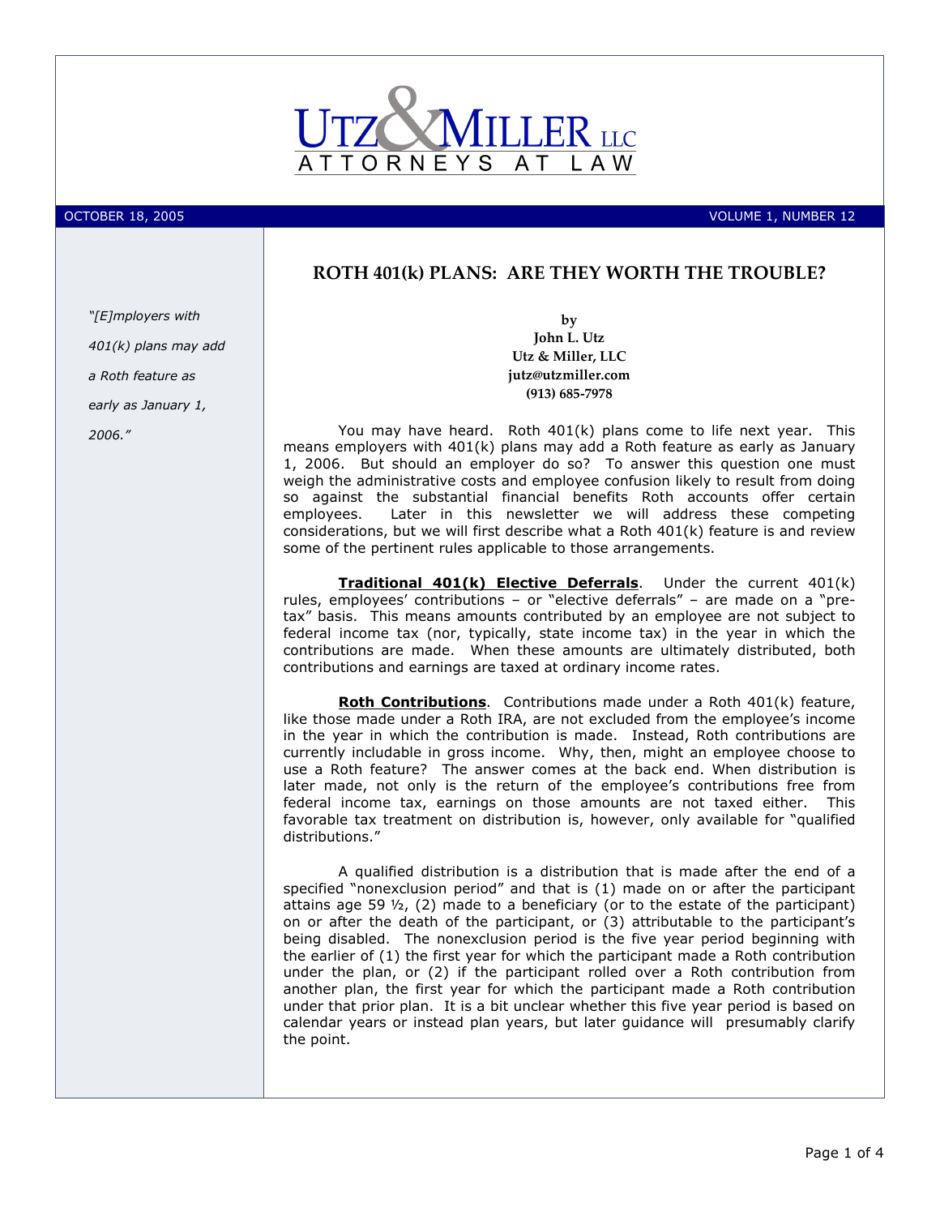# UTZ & MILLER LLC

ATTORNEYS AT LAW

OCTOBER 18, 2005 VOLUME 1, NUMBER 12

## ROTH 401(k) PLANS: ARE THEY WORTH THE TROUBLE?

*"[E]mployers with 401(k) plans may add a Roth feature as early as January 1, 2006."*

**by**
**John L. Utz**
**Utz & Miller, LLC**
**jutz@utzmiller.com**
**(913) 685-7978**

You may have heard. Roth 401(k) plans come to life next year. This means employers with 401(k) plans may add a Roth feature as early as January 1, 2006. But should an employer do so? To answer this question one must weigh the administrative costs and employee confusion likely to result from doing so against the substantial financial benefits Roth accounts offer certain employees. Later in this newsletter we will address these competing considerations, but we will first describe what a Roth 401(k) feature is and review some of the pertinent rules applicable to those arrangements.

**Traditional 401(k) Elective Deferrals**. Under the current 401(k) rules, employees' contributions – or "elective deferrals" – are made on a "pre-tax" basis. This means amounts contributed by an employee are not subject to federal income tax (nor, typically, state income tax) in the year in which the contributions are made. When these amounts are ultimately distributed, both contributions and earnings are taxed at ordinary income rates.

**Roth Contributions**. Contributions made under a Roth 401(k) feature, like those made under a Roth IRA, are not excluded from the employee's income in the year in which the contribution is made. Instead, Roth contributions are currently includable in gross income. Why, then, might an employee choose to use a Roth feature? The answer comes at the back end. When distribution is later made, not only is the return of the employee's contributions free from federal income tax, earnings on those amounts are not taxed either. This favorable tax treatment on distribution is, however, only available for "qualified distributions."

A qualified distribution is a distribution that is made after the end of a specified "nonexclusion period" and that is (1) made on or after the participant attains age 59 ½, (2) made to a beneficiary (or to the estate of the participant) on or after the death of the participant, or (3) attributable to the participant's being disabled. The nonexclusion period is the five year period beginning with the earlier of (1) the first year for which the participant made a Roth contribution under the plan, or (2) if the participant rolled over a Roth contribution from another plan, the first year for which the participant made a Roth contribution under that prior plan. It is a bit unclear whether this five year period is based on calendar years or instead plan years, but later guidance will presumably clarify the point.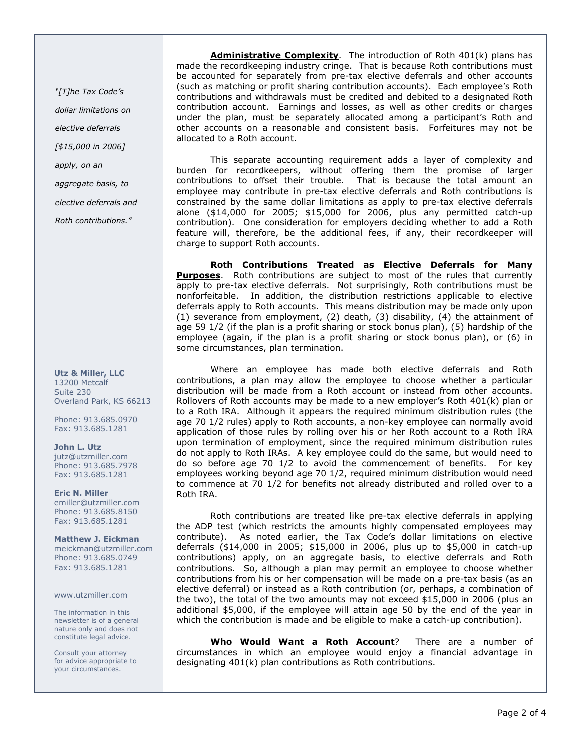> *"[T]he Tax Code's dollar limitations on elective deferrals [$15,000 in 2006] apply, on an aggregate basis, to elective deferrals and Roth contributions."*

**Utz & Miller, LLC**
13200 Metcalf
Suite 230
Overland Park, KS 66213

Phone: 913.685.0970
Fax: 913.685.1281

**John L. Utz**
jutz@utzmiller.com
Phone: 913.685.7978
Fax: 913.685.1281

**Eric N. Miller**
emiller@utzmiller.com
Phone: 913.685.8150
Fax: 913.685.1281

**Matthew J. Eickman**
meickman@utzmiller.com
Phone: 913.685.0749
Fax: 913.685.1281

www.utzmiller.com

The information in this newsletter is of a general nature only and does not constitute legal advice.

Consult your attorney for advice appropriate to your circumstances.

**Administrative Complexity**. The introduction of Roth 401(k) plans has made the recordkeeping industry cringe. That is because Roth contributions must be accounted for separately from pre-tax elective deferrals and other accounts (such as matching or profit sharing contribution accounts). Each employee's Roth contributions and withdrawals must be credited and debited to a designated Roth contribution account. Earnings and losses, as well as other credits or charges under the plan, must be separately allocated among a participant's Roth and other accounts on a reasonable and consistent basis. Forfeitures may not be allocated to a Roth account.

This separate accounting requirement adds a layer of complexity and burden for recordkeepers, without offering them the promise of larger contributions to offset their trouble. That is because the total amount an employee may contribute in pre-tax elective deferrals and Roth contributions is constrained by the same dollar limitations as apply to pre-tax elective deferrals alone ($14,000 for 2005; $15,000 for 2006, plus any permitted catch-up contribution). One consideration for employers deciding whether to add a Roth feature will, therefore, be the additional fees, if any, their recordkeeper will charge to support Roth accounts.

**Roth Contributions Treated as Elective Deferrals for Many Purposes**. Roth contributions are subject to most of the rules that currently apply to pre-tax elective deferrals. Not surprisingly, Roth contributions must be nonforfeitable. In addition, the distribution restrictions applicable to elective deferrals apply to Roth accounts. This means distribution may be made only upon (1) severance from employment, (2) death, (3) disability, (4) the attainment of age 59 1/2 (if the plan is a profit sharing or stock bonus plan), (5) hardship of the employee (again, if the plan is a profit sharing or stock bonus plan), or (6) in some circumstances, plan termination.

Where an employee has made both elective deferrals and Roth contributions, a plan may allow the employee to choose whether a particular distribution will be made from a Roth account or instead from other accounts. Rollovers of Roth accounts may be made to a new employer's Roth 401(k) plan or to a Roth IRA. Although it appears the required minimum distribution rules (the age 70 1/2 rules) apply to Roth accounts, a non-key employee can normally avoid application of those rules by rolling over his or her Roth account to a Roth IRA upon termination of employment, since the required minimum distribution rules do not apply to Roth IRAs. A key employee could do the same, but would need to do so before age 70 1/2 to avoid the commencement of benefits. For key employees working beyond age 70 1/2, required minimum distribution would need to commence at 70 1/2 for benefits not already distributed and rolled over to a Roth IRA.

Roth contributions are treated like pre-tax elective deferrals in applying the ADP test (which restricts the amounts highly compensated employees may contribute). As noted earlier, the Tax Code's dollar limitations on elective deferrals ($14,000 in 2005; $15,000 in 2006, plus up to $5,000 in catch-up contributions) apply, on an aggregate basis, to elective deferrals and Roth contributions. So, although a plan may permit an employee to choose whether contributions from his or her compensation will be made on a pre-tax basis (as an elective deferral) or instead as a Roth contribution (or, perhaps, a combination of the two), the total of the two amounts may not exceed $15,000 in 2006 (plus an additional $5,000, if the employee will attain age 50 by the end of the year in which the contribution is made and be eligible to make a catch-up contribution).

**Who Would Want a Roth Account**? There are a number of circumstances in which an employee would enjoy a financial advantage in designating 401(k) plan contributions as Roth contributions.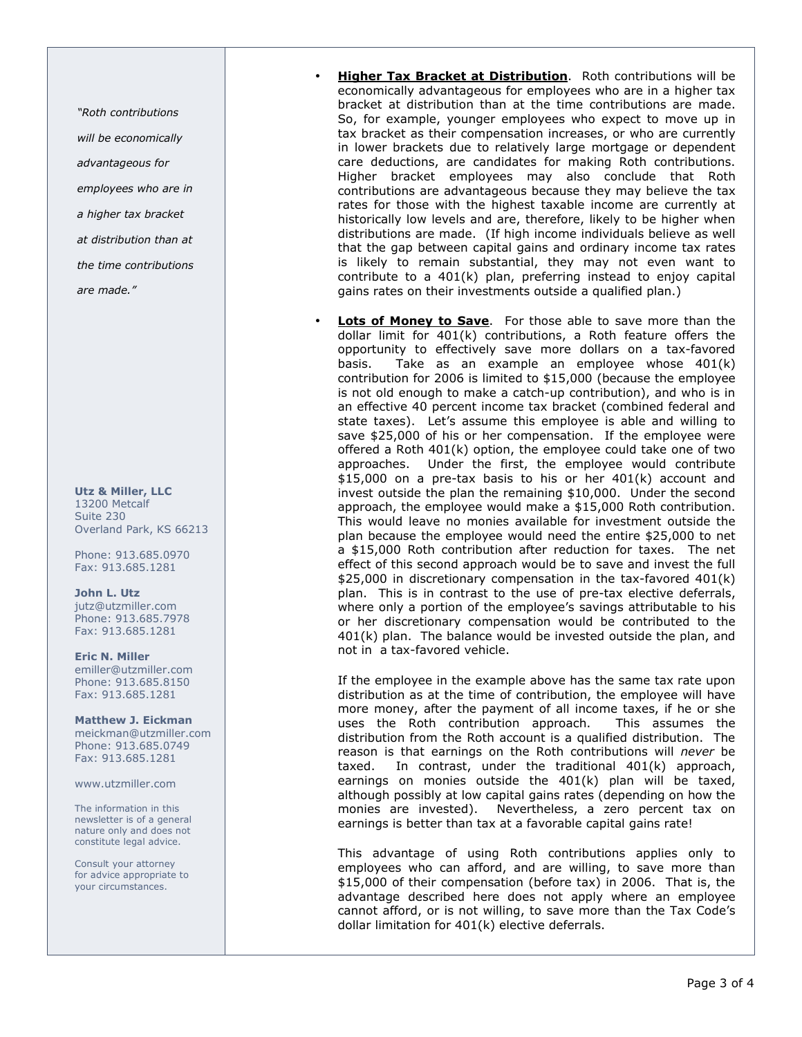> *"Roth contributions will be economically advantageous for employees who are in a higher tax bracket at distribution than at the time contributions are made."*

- **Higher Tax Bracket at Distribution**. Roth contributions will be economically advantageous for employees who are in a higher tax bracket at distribution than at the time contributions are made. So, for example, younger employees who expect to move up in tax bracket as their compensation increases, or who are currently in lower brackets due to relatively large mortgage or dependent care deductions, are candidates for making Roth contributions. Higher bracket employees may also conclude that Roth contributions are advantageous because they may believe the tax rates for those with the highest taxable income are currently at historically low levels and are, therefore, likely to be higher when distributions are made. (If high income individuals believe as well that the gap between capital gains and ordinary income tax rates is likely to remain substantial, they may not even want to contribute to a 401(k) plan, preferring instead to enjoy capital gains rates on their investments outside a qualified plan.)

- **Lots of Money to Save**. For those able to save more than the dollar limit for 401(k) contributions, a Roth feature offers the opportunity to effectively save more dollars on a tax-favored basis. Take as an example an employee whose 401(k) contribution for 2006 is limited to $15,000 (because the employee is not old enough to make a catch-up contribution), and who is in an effective 40 percent income tax bracket (combined federal and state taxes). Let's assume this employee is able and willing to save $25,000 of his or her compensation. If the employee were offered a Roth 401(k) option, the employee could take one of two approaches. Under the first, the employee would contribute $15,000 on a pre-tax basis to his or her 401(k) account and invest outside the plan the remaining $10,000. Under the second approach, the employee would make a $15,000 Roth contribution. This would leave no monies available for investment outside the plan because the employee would need the entire $25,000 to net a $15,000 Roth contribution after reduction for taxes. The net effect of this second approach would be to save and invest the full $25,000 in discretionary compensation in the tax-favored 401(k) plan. This is in contrast to the use of pre-tax elective deferrals, where only a portion of the employee's savings attributable to his or her discretionary compensation would be contributed to the 401(k) plan. The balance would be invested outside the plan, and not in a tax-favored vehicle.

  If the employee in the example above has the same tax rate upon distribution as at the time of contribution, the employee will have more money, after the payment of all income taxes, if he or she uses the Roth contribution approach. This assumes the distribution from the Roth account is a qualified distribution. The reason is that earnings on the Roth contributions will *never* be taxed. In contrast, under the traditional 401(k) approach, earnings on monies outside the 401(k) plan will be taxed, although possibly at low capital gains rates (depending on how the monies are invested). Nevertheless, a zero percent tax on earnings is better than tax at a favorable capital gains rate!

  This advantage of using Roth contributions applies only to employees who can afford, and are willing, to save more than $15,000 of their compensation (before tax) in 2006. That is, the advantage described here does not apply where an employee cannot afford, or is not willing, to save more than the Tax Code's dollar limitation for 401(k) elective deferrals.

**Utz & Miller, LLC**
13200 Metcalf
Suite 230
Overland Park, KS 66213

Phone: 913.685.0970
Fax: 913.685.1281

**John L. Utz**
jutz@utzmiller.com
Phone: 913.685.7978
Fax: 913.685.1281

**Eric N. Miller**
emiller@utzmiller.com
Phone: 913.685.8150
Fax: 913.685.1281

**Matthew J. Eickman**
meickman@utzmiller.com
Phone: 913.685.0749
Fax: 913.685.1281

www.utzmiller.com

The information in this newsletter is of a general nature only and does not constitute legal advice.

Consult your attorney for advice appropriate to your circumstances.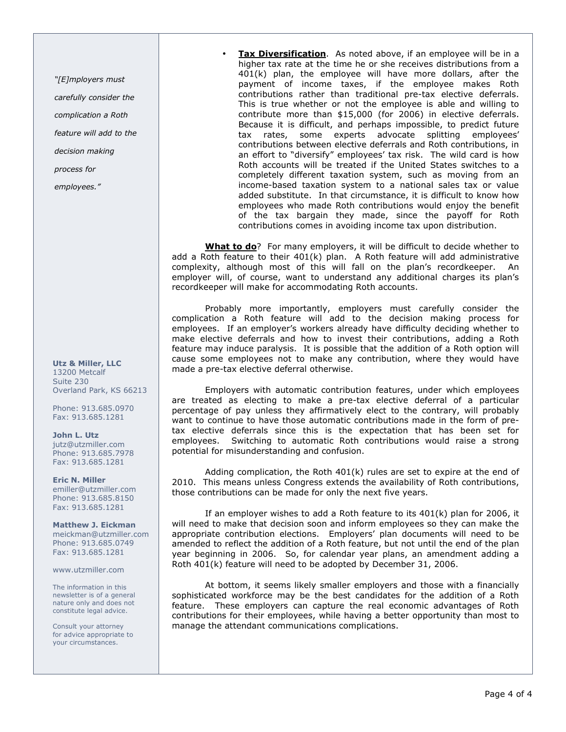- **Tax Diversification**. As noted above, if an employee will be in a higher tax rate at the time he or she receives distributions from a 401(k) plan, the employee will have more dollars, after the payment of income taxes, if the employee makes Roth contributions rather than traditional pre-tax elective deferrals. This is true whether or not the employee is able and willing to contribute more than $15,000 (for 2006) in elective deferrals. Because it is difficult, and perhaps impossible, to predict future tax rates, some experts advocate splitting employees' contributions between elective deferrals and Roth contributions, in an effort to "diversify" employees' tax risk. The wild card is how Roth accounts will be treated if the United States switches to a completely different taxation system, such as moving from an income-based taxation system to a national sales tax or value added substitute. In that circumstance, it is difficult to know how employees who made Roth contributions would enjoy the benefit of the tax bargain they made, since the payoff for Roth contributions comes in avoiding income tax upon distribution.

**What to do**? For many employers, it will be difficult to decide whether to add a Roth feature to their 401(k) plan. A Roth feature will add administrative complexity, although most of this will fall on the plan's recordkeeper. An employer will, of course, want to understand any additional charges its plan's recordkeeper will make for accommodating Roth accounts.

Probably more importantly, employers must carefully consider the complication a Roth feature will add to the decision making process for employees. If an employer's workers already have difficulty deciding whether to make elective deferrals and how to invest their contributions, adding a Roth feature may induce paralysis. It is possible that the addition of a Roth option will cause some employees not to make any contribution, where they would have made a pre-tax elective deferral otherwise.

*"[E]mployers must carefully consider the complication a Roth feature will add to the decision making process for employees."*

Employers with automatic contribution features, under which employees are treated as electing to make a pre-tax elective deferral of a particular percentage of pay unless they affirmatively elect to the contrary, will probably want to continue to have those automatic contributions made in the form of pre-tax elective deferrals since this is the expectation that has been set for employees. Switching to automatic Roth contributions would raise a strong potential for misunderstanding and confusion.

Adding complication, the Roth 401(k) rules are set to expire at the end of 2010. This means unless Congress extends the availability of Roth contributions, those contributions can be made for only the next five years.

If an employer wishes to add a Roth feature to its 401(k) plan for 2006, it will need to make that decision soon and inform employees so they can make the appropriate contribution elections. Employers' plan documents will need to be amended to reflect the addition of a Roth feature, but not until the end of the plan year beginning in 2006. So, for calendar year plans, an amendment adding a Roth 401(k) feature will need to be adopted by December 31, 2006.

At bottom, it seems likely smaller employers and those with a financially sophisticated workforce may be the best candidates for the addition of a Roth feature. These employers can capture the real economic advantages of Roth contributions for their employees, while having a better opportunity than most to manage the attendant communications complications.

**Utz & Miller, LLC**
13200 Metcalf
Suite 230
Overland Park, KS 66213

Phone: 913.685.0970
Fax: 913.685.1281

**John L. Utz**
jutz@utzmiller.com
Phone: 913.685.7978
Fax: 913.685.1281

**Eric N. Miller**
emiller@utzmiller.com
Phone: 913.685.8150
Fax: 913.685.1281

**Matthew J. Eickman**
meickman@utzmiller.com
Phone: 913.685.0749
Fax: 913.685.1281

www.utzmiller.com

The information in this newsletter is of a general nature only and does not constitute legal advice.

Consult your attorney for advice appropriate to your circumstances.